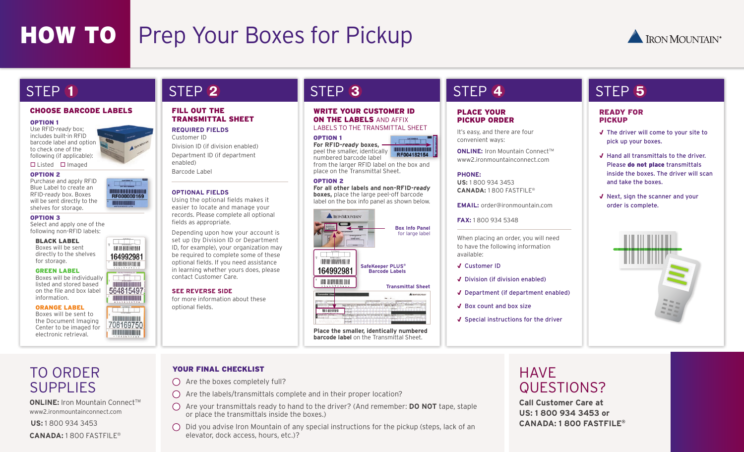# HOW TO Prep Your Boxes for Pickup

## STEP 1

### CHOOSE BARCODE LABELS

**OPTION 1**
Use RFID-*ready* box; includes built-in RFID barcode label and option to check one of the following (if applicable):
☐ Listed ☐ Imaged

**OPTION 2**
Purchase and apply RFID Blue Label to create an RFID-*ready* box. Boxes will be sent directly to the shelves for storage.

**OPTION 3**
Select and apply one of the following non-RFID labels:

**BLACK LABEL**
Boxes will be sent directly to the shelves for storage.

**GREEN LABEL**
Boxes will be individually listed and stored based on the file and box label information.

**ORANGE LABEL**
Boxes will be sent to the Document Imaging Center to be imaged for electronic retrieval.

## STEP 2

### FILL OUT THE TRANSMITTAL SHEET

**REQUIRED FIELDS**
Customer ID
Division ID (if division enabled)
Department ID (if department enabled)
Barcode Label

**OPTIONAL FIELDS**
Using the optional fields makes it easier to locate and manage your records. Please complete all optional fields as appropriate.

Depending upon how your account is set up (by Division ID or Department ID, for example), your organization may be required to complete some of these optional fields. If you need assistance in learning whether yours does, please contact Customer Care.

**SEE REVERSE SIDE**
for more information about these optional fields.

## STEP 3

### WRITE YOUR CUSTOMER ID ON THE LABELS AND AFFIX LABELS TO THE TRANSMITTAL SHEET

**OPTION 1**
**For RFID-*ready* boxes,** peel the smaller, identically numbered barcode label from the larger RFID label on the box and place on the Transmittal Sheet.

**OPTION 2**
**For all other labels and non-RFID-*ready* boxes,** place the large peel-off barcode label on the box info panel as shown below.

Box Info Panel for large label

SafeKeeper PLUS® Barcode Labels

Transmittal Sheet

**Place the smaller, identically numbered barcode label** on the Transmittal Sheet.

## STEP 4

### PLACE YOUR PICKUP ORDER

It's easy, and there are four convenient ways:

**ONLINE:** Iron Mountain Connect™
www2.ironmountainconnect.com

**PHONE:**
**US:** 1 800 934 3453
**CANADA:** 1 800 FASTFILE®

**EMAIL:** order@ironmountain.com

**FAX:** 1 800 934 5348

When placing an order, you will need to have the following information available:

- ✓ Customer ID
- ✓ Division (if division enabled)
- ✓ Department (if department enabled)
- ✓ Box count and box size
- ✓ Special instructions for the driver

## STEP 5

### READY FOR PICKUP

- ✓ The driver will come to your site to pick up your boxes.
- ✓ Hand all transmittals to the driver. Please **do not place** transmittals inside the boxes. The driver will scan and take the boxes.
- ✓ Next, sign the scanner and your order is complete.

## TO ORDER SUPPLIES

**ONLINE:** Iron Mountain Connect™
www2.ironmountainconnect.com

**US:** 1 800 934 3453

**CANADA:** 1 800 FASTFILE®

## YOUR FINAL CHECKLIST

- ○ Are the boxes completely full?
- ○ Are the labels/transmittals complete and in their proper location?
- ○ Are your transmittals ready to hand to the driver? (And remember: **DO NOT** tape, staple or place the transmittals inside the boxes.)
- ○ Did you advise Iron Mountain of any special instructions for the pickup (steps, lack of an elevator, dock access, hours, etc.)?

## HAVE QUESTIONS?

**Call Customer Care at**
**US: 1 800 934 3453 or**
**CANADA: 1 800 FASTFILE®**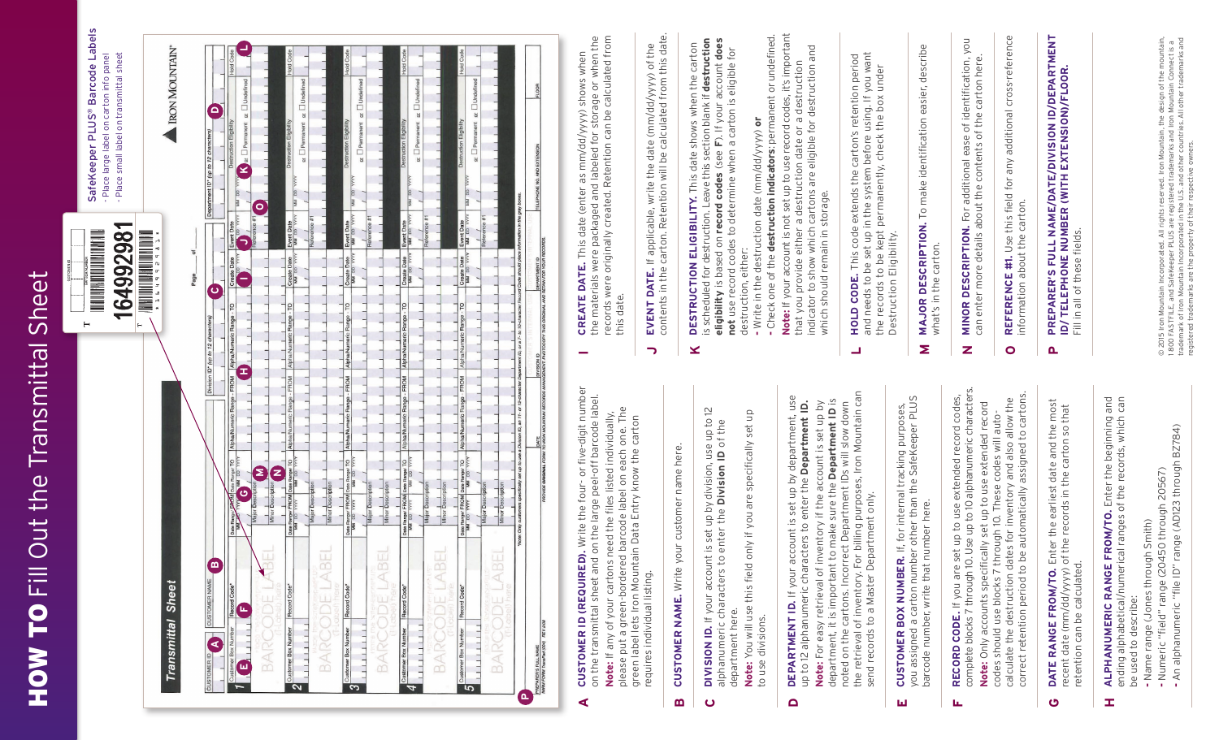# **HOW TO** Fill Out the Transmittal Sheet

**SafeKeeper PLUS® Barcode Labels**
- Place large label on carton info panel
- Place small label on transmittal sheet

**A CUSTOMER ID (REQUIRED).** Write the four- or five-digit number on the transmittal sheet and on the large peel-off barcode label.
**Note:** If any of your cartons need the files listed individually, please put a green-bordered barcode label on each one. The green label lets Iron Mountain Data Entry know the carton requires individual listing.

**B CUSTOMER NAME.** Write your customer name here.

**C DIVISION ID.** If your account is set up by division, use up to 12 alphanumeric characters to enter the **Division ID** of the department here.
**Note:** You will use this field only if you are specifically set up to use divisions.

**D DEPARTMENT ID.** If your account is set up by department, use up to 12 alphanumeric characters to enter the **Department ID.**
**Note:** For easy retrieval of inventory if the account is set up by department, it is important to make sure the **Department ID** is noted on the cartons. Incorrect Department IDs will slow down the retrieval of inventory. For billing purposes, Iron Mountain can send records to a Master Department only.

**E CUSTOMER BOX NUMBER.** If, for internal tracking purposes, you assigned a carton number other than the SafeKeeper PLUS barcode number, write that number here.

**F RECORD CODE.** If you are set up to use extended record codes, complete blocks 7 through 10. Use up to 10 alphanumeric characters.
**Note:** Only accounts specifically set up to use extended record codes should use blocks 7 through 10. These codes will auto-calculate the destruction dates for inventory and also allow the correct retention period to be automatically assigned to cartons.

**G DATE RANGE FROM/TO.** Enter the earliest date and the most recent date (mm/dd/yyyy) of the records in the carton so that retention can be calculated.

**H ALPHANUMERIC RANGE FROM/TO.** Enter the beginning and ending alphabetical/numerical ranges of the records, which can be used to describe:
- Name range (Jones through Smith)
- Numeric "field" range (20450 through 20567)
- An alphanumeric "file ID" range (AD123 through BZ784)

**I CREATE DATE.** This date (enter as mm/dd/yyyy) shows when the materials were packaged and labeled for storage or when the records were originally created. Retention can be calculated from this date.

**J EVENT DATE.** If applicable, write the date (mm/dd/yyyy) of the contents in the carton. Retention will be calculated from this date.

**K DESTRUCTION ELIGIBILITY.** This date shows when the carton is scheduled for destruction. Leave this section blank if **destruction eligibility** is based on **record codes** (see **F**). If your account **does not** use record codes to determine when a carton is eligible for destruction, either:
- Write in the destruction date (mm/dd/yyyy) **or**
- Check one of the **destruction indicators:** permanent or undefined.

**Note:** If your account is not set up to use record codes, it's important that you provide either a destruction date or a destruction indicator to show which cartons are eligible for destruction and which should remain in storage.

**L HOLD CODE.** This code extends the carton's retention period and needs to be set up in the system before using. If you want the records to be kept permanently, check the box under Destruction Eligibility.

**M MAJOR DESCRIPTION.** To make identification easier, describe what's in the carton.

**N MINOR DESCRIPTION.** For additional ease of identification, you can enter more details about the contents of the carton here.

**O REFERENCE #1.** Use this field for any additional cross-reference information about the carton.

**P PREPARER'S FULL NAME/DATE/DIVISION ID/DEPARTMENT ID/ TELEPHONE NUMBER (WITH EXTENSION)/FLOOR.** Fill in all of these fields.

© 2015 Iron Mountain Incorporated. All rights reserved. Iron Mountain, the design of the mountain, 1-800-FASTFILE, and SafeKeeper PLUS are registered trademarks and Iron Mountain Connect is a trademark of Iron Mountain Incorporated in the U.S. and other countries. All other trademarks and registered trademarks are the property of their respective owners.